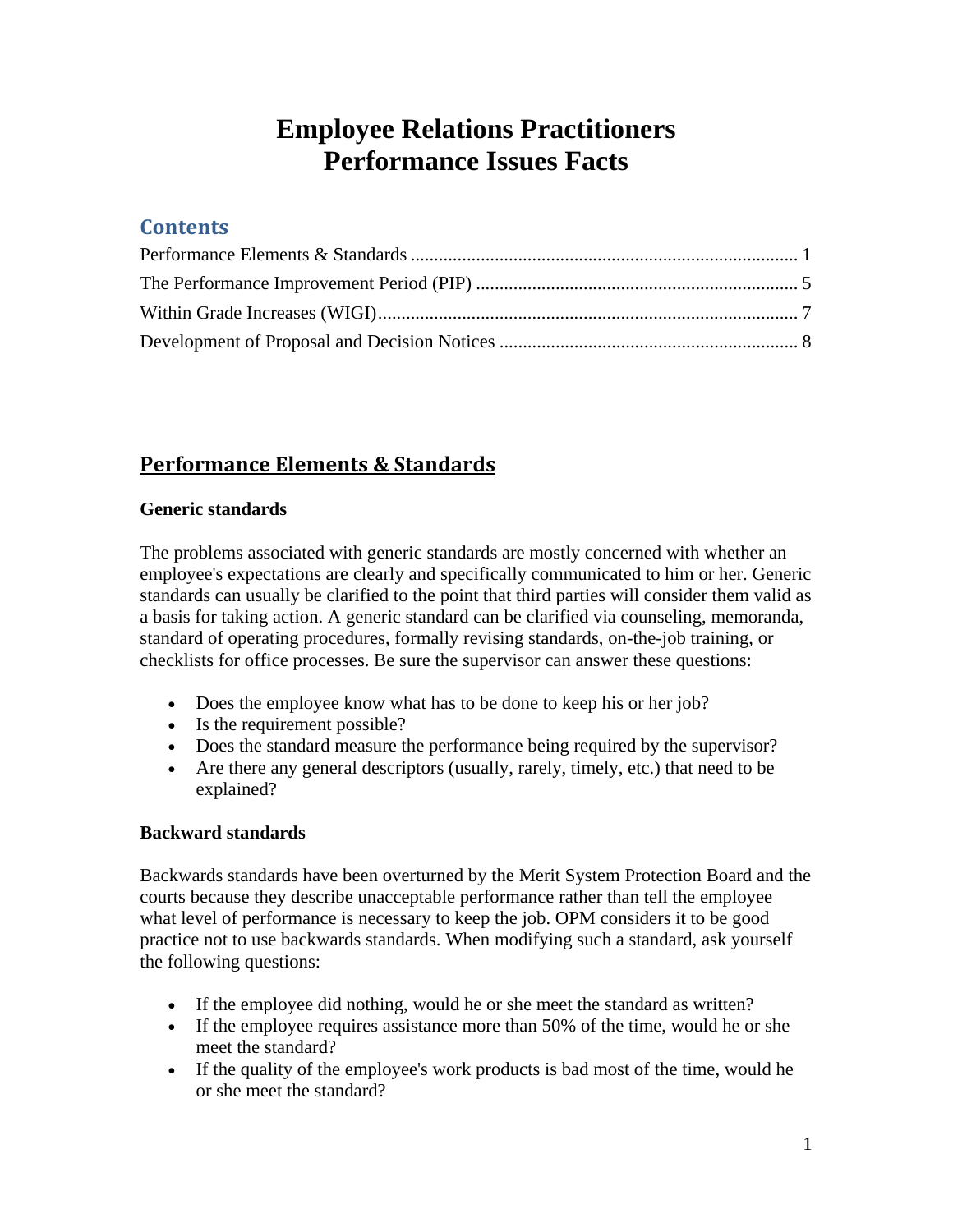# Employee Relations Practitioners
# Performance Issues Facts

## Contents

Performance Elements & Standards .................................................................................. 1
The Performance Improvement Period (PIP) .................................................................... 5
Within Grade Increases (WIGI)......................................................................................... 7
Development of Proposal and Decision Notices ............................................................... 8

## Performance Elements & Standards

### Generic standards

The problems associated with generic standards are mostly concerned with whether an employee's expectations are clearly and specifically communicated to him or her. Generic standards can usually be clarified to the point that third parties will consider them valid as a basis for taking action. A generic standard can be clarified via counseling, memoranda, standard of operating procedures, formally revising standards, on-the-job training, or checklists for office processes. Be sure the supervisor can answer these questions:

- Does the employee know what has to be done to keep his or her job?
- Is the requirement possible?
- Does the standard measure the performance being required by the supervisor?
- Are there any general descriptors (usually, rarely, timely, etc.) that need to be explained?

### Backward standards

Backwards standards have been overturned by the Merit System Protection Board and the courts because they describe unacceptable performance rather than tell the employee what level of performance is necessary to keep the job. OPM considers it to be good practice not to use backwards standards. When modifying such a standard, ask yourself the following questions:

- If the employee did nothing, would he or she meet the standard as written?
- If the employee requires assistance more than 50% of the time, would he or she meet the standard?
- If the quality of the employee's work products is bad most of the time, would he or she meet the standard?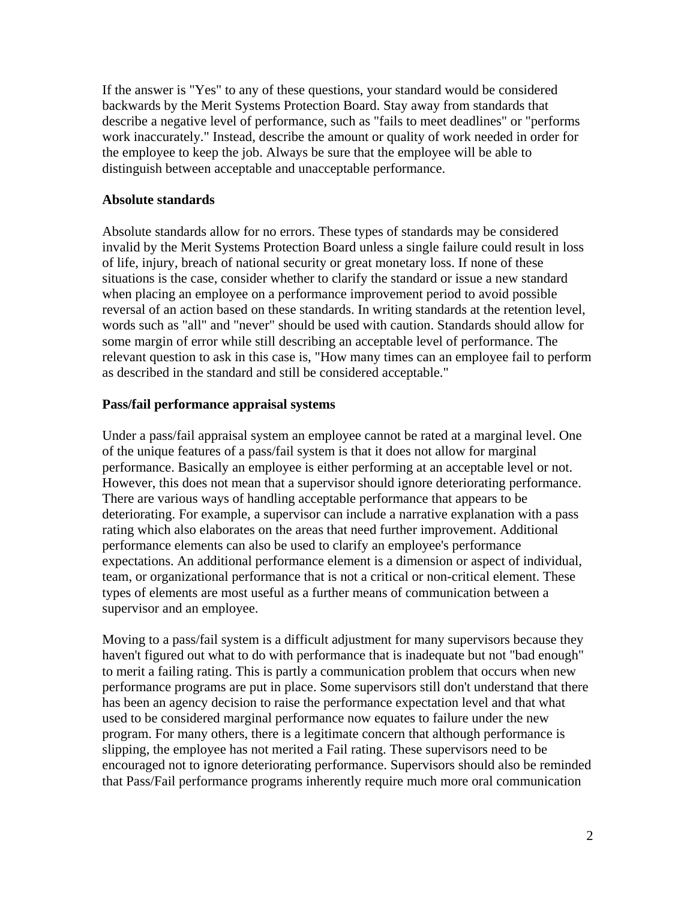If the answer is "Yes" to any of these questions, your standard would be considered backwards by the Merit Systems Protection Board. Stay away from standards that describe a negative level of performance, such as "fails to meet deadlines" or "performs work inaccurately." Instead, describe the amount or quality of work needed in order for the employee to keep the job. Always be sure that the employee will be able to distinguish between acceptable and unacceptable performance.

**Absolute standards**

Absolute standards allow for no errors. These types of standards may be considered invalid by the Merit Systems Protection Board unless a single failure could result in loss of life, injury, breach of national security or great monetary loss. If none of these situations is the case, consider whether to clarify the standard or issue a new standard when placing an employee on a performance improvement period to avoid possible reversal of an action based on these standards. In writing standards at the retention level, words such as "all" and "never" should be used with caution. Standards should allow for some margin of error while still describing an acceptable level of performance. The relevant question to ask in this case is, "How many times can an employee fail to perform as described in the standard and still be considered acceptable."

**Pass/fail performance appraisal systems**

Under a pass/fail appraisal system an employee cannot be rated at a marginal level. One of the unique features of a pass/fail system is that it does not allow for marginal performance. Basically an employee is either performing at an acceptable level or not. However, this does not mean that a supervisor should ignore deteriorating performance. There are various ways of handling acceptable performance that appears to be deteriorating. For example, a supervisor can include a narrative explanation with a pass rating which also elaborates on the areas that need further improvement. Additional performance elements can also be used to clarify an employee's performance expectations. An additional performance element is a dimension or aspect of individual, team, or organizational performance that is not a critical or non-critical element. These types of elements are most useful as a further means of communication between a supervisor and an employee.

Moving to a pass/fail system is a difficult adjustment for many supervisors because they haven't figured out what to do with performance that is inadequate but not "bad enough" to merit a failing rating. This is partly a communication problem that occurs when new performance programs are put in place. Some supervisors still don't understand that there has been an agency decision to raise the performance expectation level and that what used to be considered marginal performance now equates to failure under the new program. For many others, there is a legitimate concern that although performance is slipping, the employee has not merited a Fail rating. These supervisors need to be encouraged not to ignore deteriorating performance. Supervisors should also be reminded that Pass/Fail performance programs inherently require much more oral communication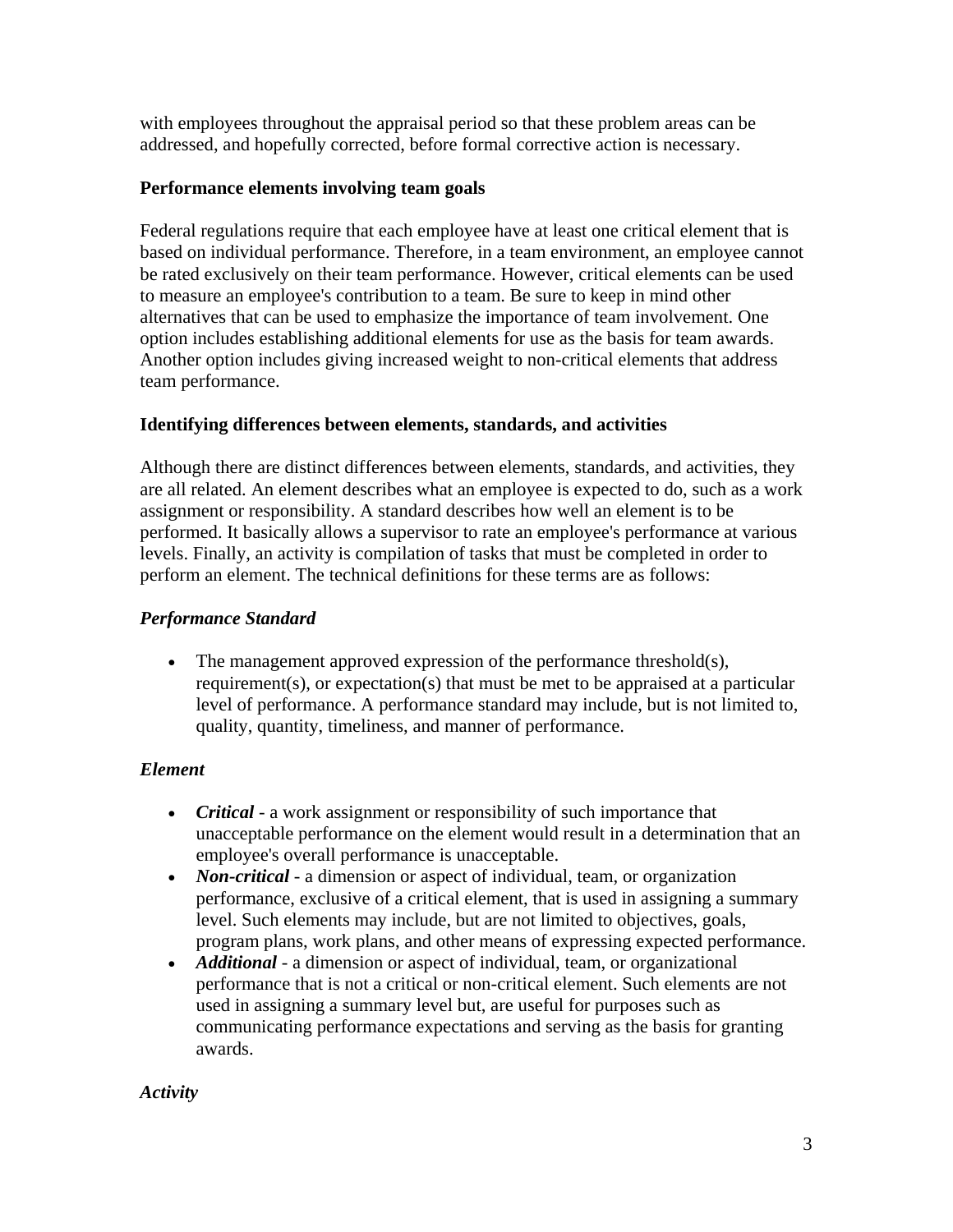with employees throughout the appraisal period so that these problem areas can be addressed, and hopefully corrected, before formal corrective action is necessary.

### Performance elements involving team goals

Federal regulations require that each employee have at least one critical element that is based on individual performance. Therefore, in a team environment, an employee cannot be rated exclusively on their team performance. However, critical elements can be used to measure an employee's contribution to a team. Be sure to keep in mind other alternatives that can be used to emphasize the importance of team involvement. One option includes establishing additional elements for use as the basis for team awards. Another option includes giving increased weight to non-critical elements that address team performance.

### Identifying differences between elements, standards, and activities

Although there are distinct differences between elements, standards, and activities, they are all related. An element describes what an employee is expected to do, such as a work assignment or responsibility. A standard describes how well an element is to be performed. It basically allows a supervisor to rate an employee's performance at various levels. Finally, an activity is compilation of tasks that must be completed in order to perform an element. The technical definitions for these terms are as follows:

#### *Performance Standard*

- The management approved expression of the performance threshold(s), requirement(s), or expectation(s) that must be met to be appraised at a particular level of performance. A performance standard may include, but is not limited to, quality, quantity, timeliness, and manner of performance.

#### *Element*

- ***Critical*** - a work assignment or responsibility of such importance that unacceptable performance on the element would result in a determination that an employee's overall performance is unacceptable.
- ***Non-critical*** - a dimension or aspect of individual, team, or organization performance, exclusive of a critical element, that is used in assigning a summary level. Such elements may include, but are not limited to objectives, goals, program plans, work plans, and other means of expressing expected performance.
- ***Additional*** - a dimension or aspect of individual, team, or organizational performance that is not a critical or non-critical element. Such elements are not used in assigning a summary level but, are useful for purposes such as communicating performance expectations and serving as the basis for granting awards.

#### *Activity*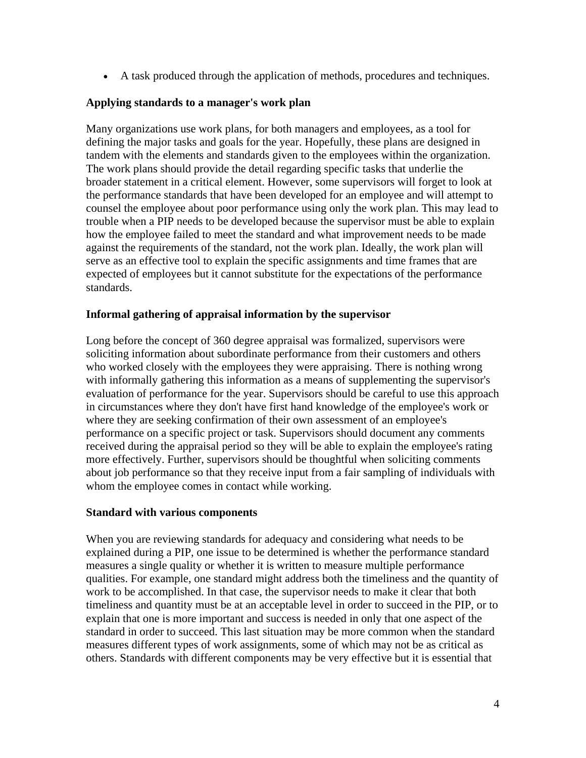- A task produced through the application of methods, procedures and techniques.

**Applying standards to a manager's work plan**

Many organizations use work plans, for both managers and employees, as a tool for defining the major tasks and goals for the year. Hopefully, these plans are designed in tandem with the elements and standards given to the employees within the organization. The work plans should provide the detail regarding specific tasks that underlie the broader statement in a critical element. However, some supervisors will forget to look at the performance standards that have been developed for an employee and will attempt to counsel the employee about poor performance using only the work plan. This may lead to trouble when a PIP needs to be developed because the supervisor must be able to explain how the employee failed to meet the standard and what improvement needs to be made against the requirements of the standard, not the work plan. Ideally, the work plan will serve as an effective tool to explain the specific assignments and time frames that are expected of employees but it cannot substitute for the expectations of the performance standards.

**Informal gathering of appraisal information by the supervisor**

Long before the concept of 360 degree appraisal was formalized, supervisors were soliciting information about subordinate performance from their customers and others who worked closely with the employees they were appraising. There is nothing wrong with informally gathering this information as a means of supplementing the supervisor's evaluation of performance for the year. Supervisors should be careful to use this approach in circumstances where they don't have first hand knowledge of the employee's work or where they are seeking confirmation of their own assessment of an employee's performance on a specific project or task. Supervisors should document any comments received during the appraisal period so they will be able to explain the employee's rating more effectively. Further, supervisors should be thoughtful when soliciting comments about job performance so that they receive input from a fair sampling of individuals with whom the employee comes in contact while working.

**Standard with various components**

When you are reviewing standards for adequacy and considering what needs to be explained during a PIP, one issue to be determined is whether the performance standard measures a single quality or whether it is written to measure multiple performance qualities. For example, one standard might address both the timeliness and the quantity of work to be accomplished. In that case, the supervisor needs to make it clear that both timeliness and quantity must be at an acceptable level in order to succeed in the PIP, or to explain that one is more important and success is needed in only that one aspect of the standard in order to succeed. This last situation may be more common when the standard measures different types of work assignments, some of which may not be as critical as others. Standards with different components may be very effective but it is essential that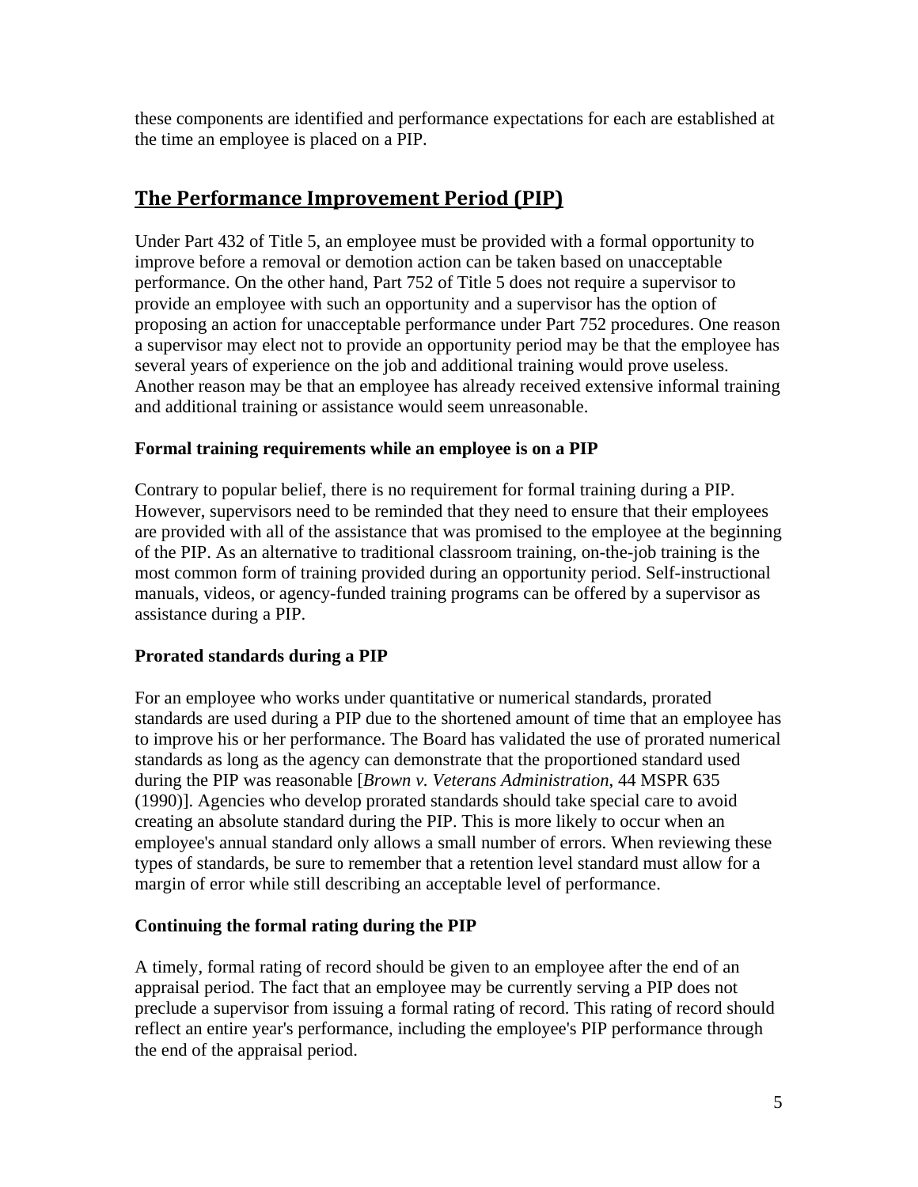these components are identified and performance expectations for each are established at the time an employee is placed on a PIP.

## The Performance Improvement Period (PIP)

Under Part 432 of Title 5, an employee must be provided with a formal opportunity to improve before a removal or demotion action can be taken based on unacceptable performance. On the other hand, Part 752 of Title 5 does not require a supervisor to provide an employee with such an opportunity and a supervisor has the option of proposing an action for unacceptable performance under Part 752 procedures. One reason a supervisor may elect not to provide an opportunity period may be that the employee has several years of experience on the job and additional training would prove useless. Another reason may be that an employee has already received extensive informal training and additional training or assistance would seem unreasonable.

### Formal training requirements while an employee is on a PIP

Contrary to popular belief, there is no requirement for formal training during a PIP. However, supervisors need to be reminded that they need to ensure that their employees are provided with all of the assistance that was promised to the employee at the beginning of the PIP. As an alternative to traditional classroom training, on-the-job training is the most common form of training provided during an opportunity period. Self-instructional manuals, videos, or agency-funded training programs can be offered by a supervisor as assistance during a PIP.

### Prorated standards during a PIP

For an employee who works under quantitative or numerical standards, prorated standards are used during a PIP due to the shortened amount of time that an employee has to improve his or her performance. The Board has validated the use of prorated numerical standards as long as the agency can demonstrate that the proportioned standard used during the PIP was reasonable [*Brown v. Veterans Administration*, 44 MSPR 635 (1990)]. Agencies who develop prorated standards should take special care to avoid creating an absolute standard during the PIP. This is more likely to occur when an employee's annual standard only allows a small number of errors. When reviewing these types of standards, be sure to remember that a retention level standard must allow for a margin of error while still describing an acceptable level of performance.

### Continuing the formal rating during the PIP

A timely, formal rating of record should be given to an employee after the end of an appraisal period. The fact that an employee may be currently serving a PIP does not preclude a supervisor from issuing a formal rating of record. This rating of record should reflect an entire year's performance, including the employee's PIP performance through the end of the appraisal period.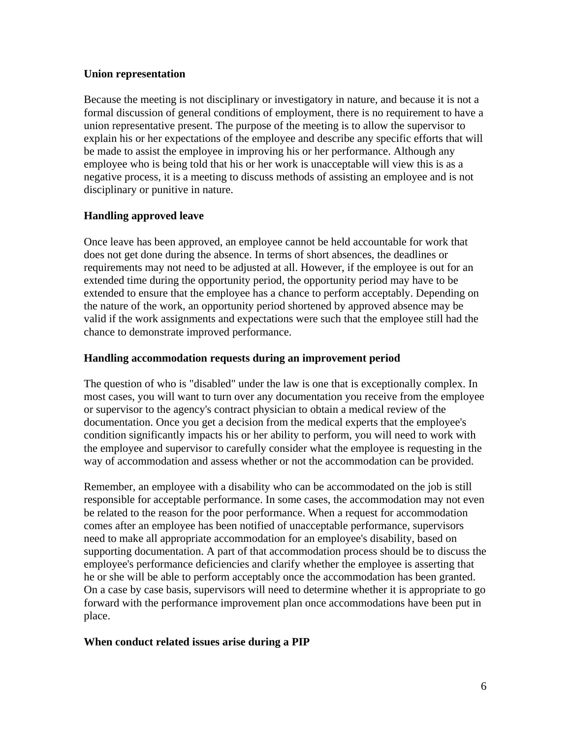**Union representation**

Because the meeting is not disciplinary or investigatory in nature, and because it is not a formal discussion of general conditions of employment, there is no requirement to have a union representative present. The purpose of the meeting is to allow the supervisor to explain his or her expectations of the employee and describe any specific efforts that will be made to assist the employee in improving his or her performance. Although any employee who is being told that his or her work is unacceptable will view this is as a negative process, it is a meeting to discuss methods of assisting an employee and is not disciplinary or punitive in nature.

**Handling approved leave**

Once leave has been approved, an employee cannot be held accountable for work that does not get done during the absence. In terms of short absences, the deadlines or requirements may not need to be adjusted at all. However, if the employee is out for an extended time during the opportunity period, the opportunity period may have to be extended to ensure that the employee has a chance to perform acceptably. Depending on the nature of the work, an opportunity period shortened by approved absence may be valid if the work assignments and expectations were such that the employee still had the chance to demonstrate improved performance.

**Handling accommodation requests during an improvement period**

The question of who is "disabled" under the law is one that is exceptionally complex. In most cases, you will want to turn over any documentation you receive from the employee or supervisor to the agency's contract physician to obtain a medical review of the documentation. Once you get a decision from the medical experts that the employee's condition significantly impacts his or her ability to perform, you will need to work with the employee and supervisor to carefully consider what the employee is requesting in the way of accommodation and assess whether or not the accommodation can be provided.

Remember, an employee with a disability who can be accommodated on the job is still responsible for acceptable performance. In some cases, the accommodation may not even be related to the reason for the poor performance. When a request for accommodation comes after an employee has been notified of unacceptable performance, supervisors need to make all appropriate accommodation for an employee's disability, based on supporting documentation. A part of that accommodation process should be to discuss the employee's performance deficiencies and clarify whether the employee is asserting that he or she will be able to perform acceptably once the accommodation has been granted. On a case by case basis, supervisors will need to determine whether it is appropriate to go forward with the performance improvement plan once accommodations have been put in place.

**When conduct related issues arise during a PIP**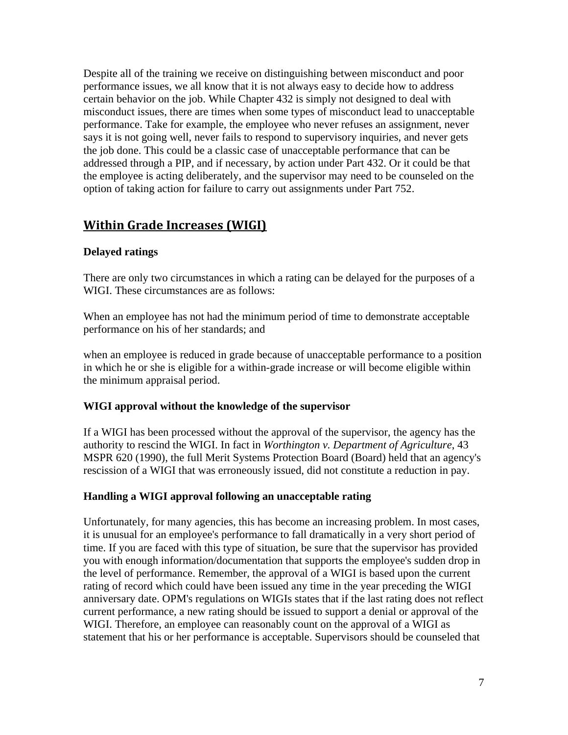Despite all of the training we receive on distinguishing between misconduct and poor performance issues, we all know that it is not always easy to decide how to address certain behavior on the job. While Chapter 432 is simply not designed to deal with misconduct issues, there are times when some types of misconduct lead to unacceptable performance. Take for example, the employee who never refuses an assignment, never says it is not going well, never fails to respond to supervisory inquiries, and never gets the job done. This could be a classic case of unacceptable performance that can be addressed through a PIP, and if necessary, by action under Part 432. Or it could be that the employee is acting deliberately, and the supervisor may need to be counseled on the option of taking action for failure to carry out assignments under Part 752.

## Within Grade Increases (WIGI)

### Delayed ratings

There are only two circumstances in which a rating can be delayed for the purposes of a WIGI. These circumstances are as follows:

When an employee has not had the minimum period of time to demonstrate acceptable performance on his of her standards; and

when an employee is reduced in grade because of unacceptable performance to a position in which he or she is eligible for a within-grade increase or will become eligible within the minimum appraisal period.

### WIGI approval without the knowledge of the supervisor

If a WIGI has been processed without the approval of the supervisor, the agency has the authority to rescind the WIGI. In fact in *Worthington v. Department of Agriculture*, 43 MSPR 620 (1990), the full Merit Systems Protection Board (Board) held that an agency's rescission of a WIGI that was erroneously issued, did not constitute a reduction in pay.

### Handling a WIGI approval following an unacceptable rating

Unfortunately, for many agencies, this has become an increasing problem. In most cases, it is unusual for an employee's performance to fall dramatically in a very short period of time. If you are faced with this type of situation, be sure that the supervisor has provided you with enough information/documentation that supports the employee's sudden drop in the level of performance. Remember, the approval of a WIGI is based upon the current rating of record which could have been issued any time in the year preceding the WIGI anniversary date. OPM's regulations on WIGIs states that if the last rating does not reflect current performance, a new rating should be issued to support a denial or approval of the WIGI. Therefore, an employee can reasonably count on the approval of a WIGI as statement that his or her performance is acceptable. Supervisors should be counseled that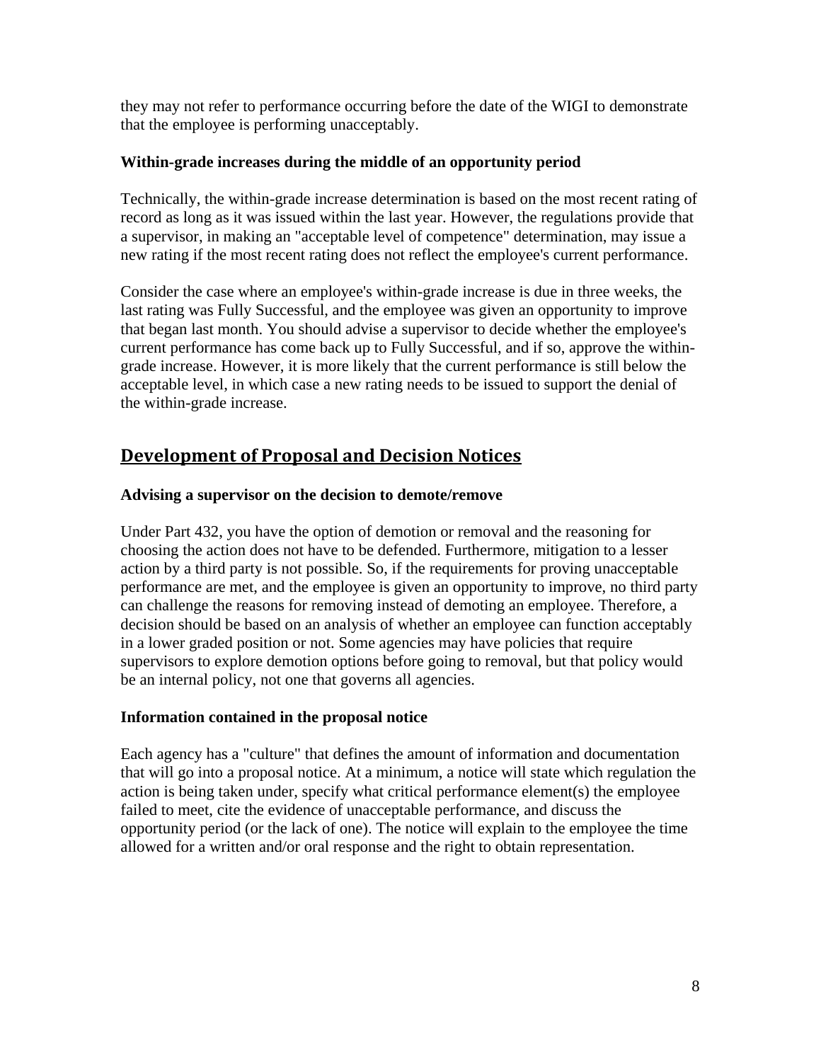they may not refer to performance occurring before the date of the WIGI to demonstrate that the employee is performing unacceptably.

### Within-grade increases during the middle of an opportunity period

Technically, the within-grade increase determination is based on the most recent rating of record as long as it was issued within the last year. However, the regulations provide that a supervisor, in making an "acceptable level of competence" determination, may issue a new rating if the most recent rating does not reflect the employee's current performance.

Consider the case where an employee's within-grade increase is due in three weeks, the last rating was Fully Successful, and the employee was given an opportunity to improve that began last month. You should advise a supervisor to decide whether the employee's current performance has come back up to Fully Successful, and if so, approve the within-grade increase. However, it is more likely that the current performance is still below the acceptable level, in which case a new rating needs to be issued to support the denial of the within-grade increase.

## Development of Proposal and Decision Notices

### Advising a supervisor on the decision to demote/remove

Under Part 432, you have the option of demotion or removal and the reasoning for choosing the action does not have to be defended. Furthermore, mitigation to a lesser action by a third party is not possible. So, if the requirements for proving unacceptable performance are met, and the employee is given an opportunity to improve, no third party can challenge the reasons for removing instead of demoting an employee. Therefore, a decision should be based on an analysis of whether an employee can function acceptably in a lower graded position or not. Some agencies may have policies that require supervisors to explore demotion options before going to removal, but that policy would be an internal policy, not one that governs all agencies.

### Information contained in the proposal notice

Each agency has a "culture" that defines the amount of information and documentation that will go into a proposal notice. At a minimum, a notice will state which regulation the action is being taken under, specify what critical performance element(s) the employee failed to meet, cite the evidence of unacceptable performance, and discuss the opportunity period (or the lack of one). The notice will explain to the employee the time allowed for a written and/or oral response and the right to obtain representation.